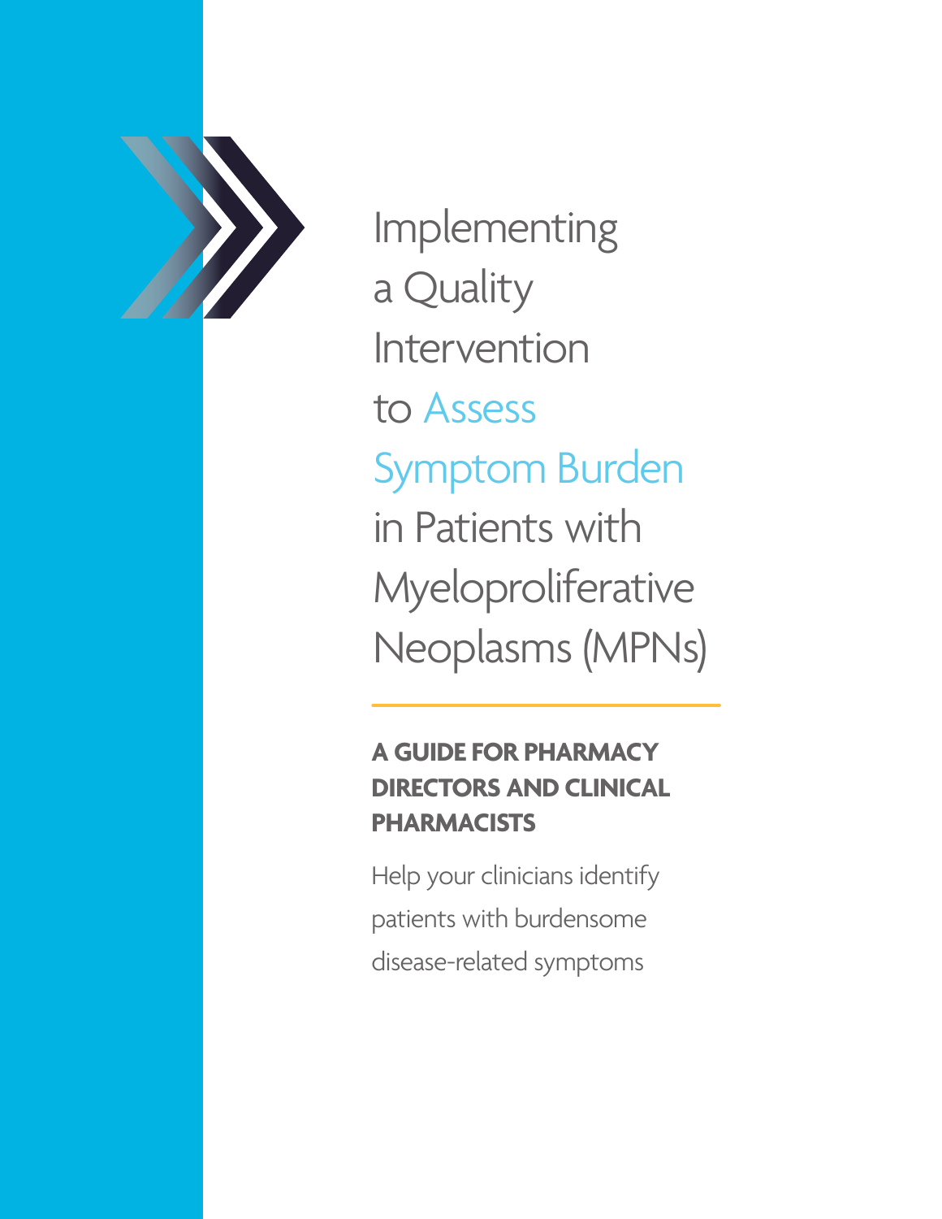# Implementing a Quality Intervention to Assess Symptom Burden in Patients with Myeloproliferative Neoplasms (MPNs)

## A GUIDE FOR PHARMACY DIRECTORS AND CLINICAL PHARMACISTS

Help your clinicians identify patients with burdensome disease-related symptoms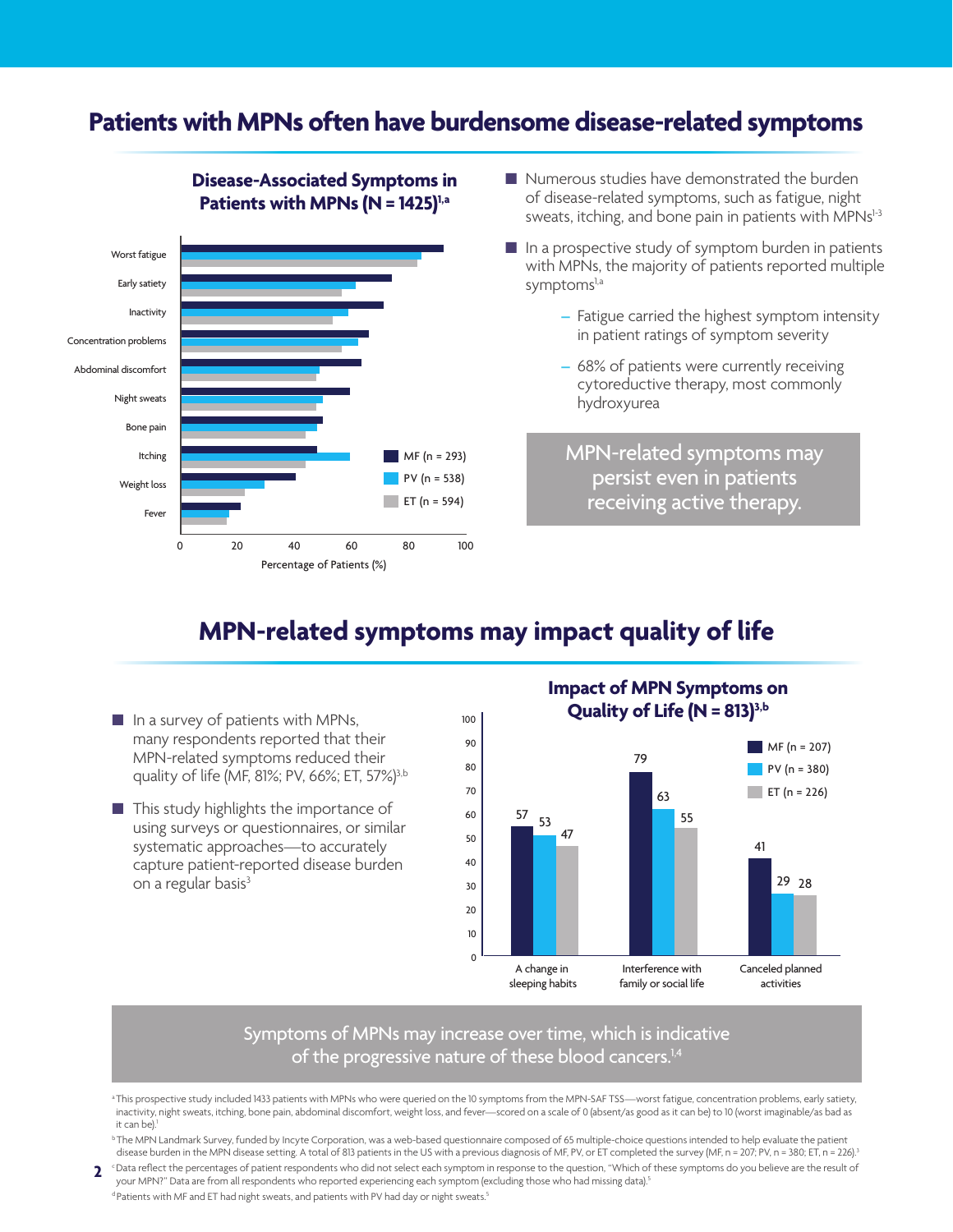# Patients with MPNs often have burdensome disease-related symptoms

**Disease-Associated Symptoms in Patients with MPNs (N = 1425)[1,a]**

- Numerous studies have demonstrated the burden of disease-related symptoms, such as fatigue, night sweats, itching, and bone pain in patients with MPNs[1-3]
- In a prospective study of symptom burden in patients with MPNs, the majority of patients reported multiple symptoms[1,a]
  - Fatigue carried the highest symptom intensity in patient ratings of symptom severity
  - 68% of patients were currently receiving cytoreductive therapy, most commonly hydroxyurea

MPN-related symptoms may persist even in patients receiving active therapy.

# MPN-related symptoms may impact quality of life

- In a survey of patients with MPNs, many respondents reported that their MPN-related symptoms reduced their quality of life (MF, 81%; PV, 66%; ET, 57%)[3,b]
- This study highlights the importance of using surveys or questionnaires, or similar systematic approaches—to accurately capture patient-reported disease burden on a regular basis[3]

**Impact of MPN Symptoms on Quality of Life (N = 813)[3,b]**

| | MF (n = 207) | PV (n = 380) | ET (n = 226) |
|---|---|---|---|
| A change in sleeping habits | 57 | 53 | 47 |
| Interference with family or social life | 79 | 63 | 55 |
| Canceled planned activities | 41 | 29 | 28 |

Symptoms of MPNs may increase over time, which is indicative of the progressive nature of these blood cancers.[1,4]

[a] This prospective study included 1433 patients with MPNs who were queried on the 10 symptoms from the MPN-SAF TSS—worst fatigue, concentration problems, early satiety, inactivity, night sweats, itching, bone pain, abdominal discomfort, weight loss, and fever—scored on a scale of 0 (absent/as good as it can be) to 10 (worst imaginable/as bad as it can be).[1]

[b] The MPN Landmark Survey, funded by Incyte Corporation, was a web-based questionnaire composed of 65 multiple-choice questions intended to help evaluate the patient disease burden in the MPN disease setting. A total of 813 patients in the US with a previous diagnosis of MF, PV, or ET completed the survey (MF, n = 207; PV, n = 380; ET, n = 226).[3]

[c] Data reflect the percentages of patient respondents who did not select each symptom in response to the question, "Which of these symptoms do you believe are the result of your MPN?" Data are from all respondents who reported experiencing each symptom (excluding those who had missing data).[5]

[d] Patients with MF and ET had night sweats, and patients with PV had day or night sweats.[5]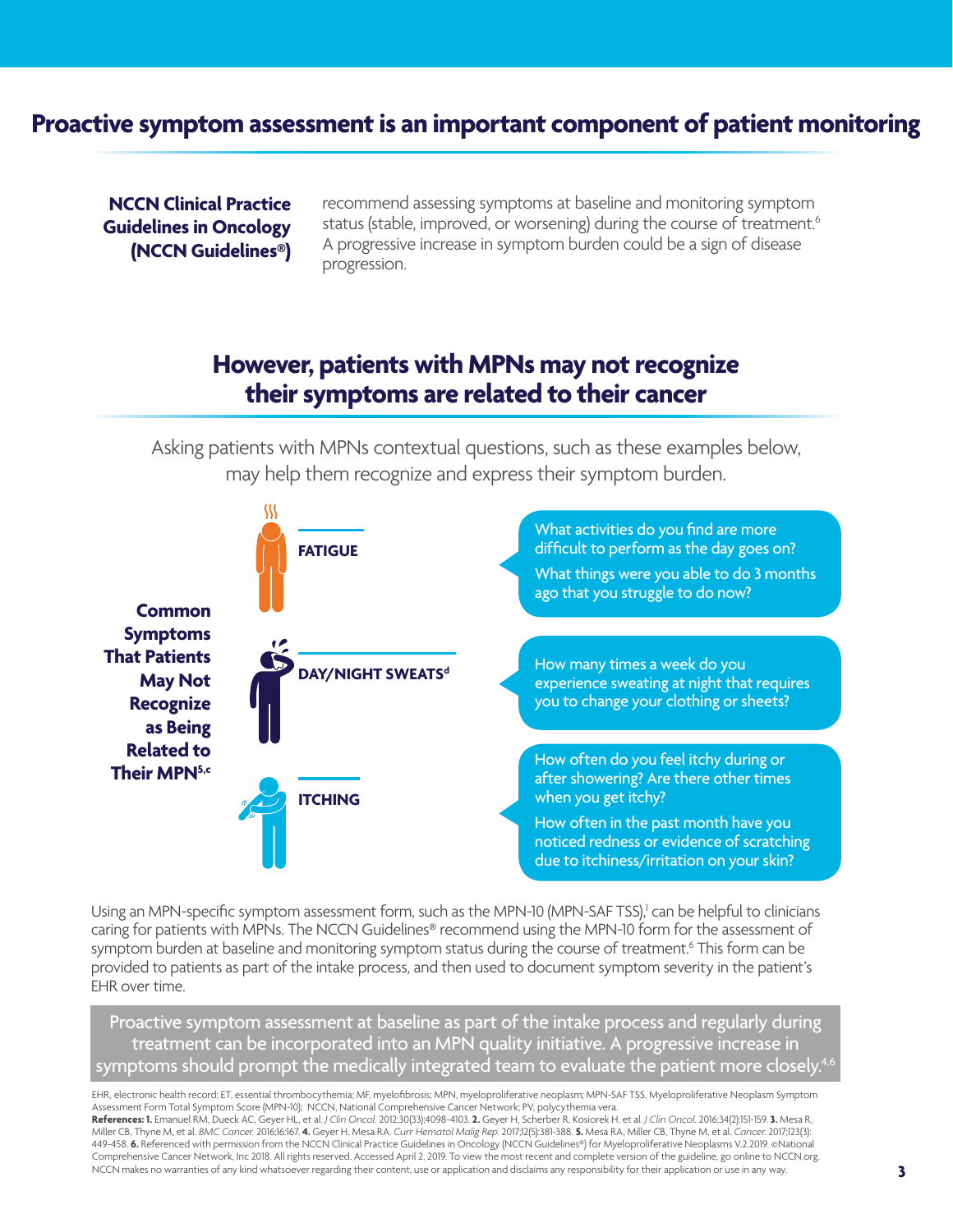# Proactive symptom assessment is an important component of patient monitoring

**NCCN Clinical Practice Guidelines in Oncology (NCCN Guidelines®)** recommend assessing symptoms at baseline and monitoring symptom status (stable, improved, or worsening) during the course of treatment.[6] A progressive increase in symptom burden could be a sign of disease progression.

## However, patients with MPNs may not recognize their symptoms are related to their cancer

Asking patients with MPNs contextual questions, such as these examples below, may help them recognize and express their symptom burden.

**Common Symptoms That Patients May Not Recognize as Being Related to Their MPN[5,c]**

**FATIGUE**

- What activities do you find are more difficult to perform as the day goes on?
- What things were you able to do 3 months ago that you struggle to do now?

**DAY/NIGHT SWEATS[d]**

- How many times a week do you experience sweating at night that requires you to change your clothing or sheets?

**ITCHING**

- How often do you feel itchy during or after showering? Are there other times when you get itchy?
- How often in the past month have you noticed redness or evidence of scratching due to itchiness/irritation on your skin?

Using an MPN-specific symptom assessment form, such as the MPN-10 (MPN-SAF TSS),[1] can be helpful to clinicians caring for patients with MPNs. The NCCN Guidelines® recommend using the MPN-10 form for the assessment of symptom burden at baseline and monitoring symptom status during the course of treatment.[6] This form can be provided to patients as part of the intake process, and then used to document symptom severity in the patient's EHR over time.

Proactive symptom assessment at baseline as part of the intake process and regularly during treatment can be incorporated into an MPN quality initiative. A progressive increase in symptoms should prompt the medically integrated team to evaluate the patient more closely.[4,6]

EHR, electronic health record; ET, essential thrombocythemia; MF, myelofibrosis; MPN, myeloproliferative neoplasm; MPN-SAF TSS, Myeloproliferative Neoplasm Symptom Assessment Form Total Symptom Score (MPN-10); NCCN, National Comprehensive Cancer Network; PV, polycythemia vera.

**References: 1.** Emanuel RM, Dueck AC, Geyer HL, et al. *J Clin Oncol.* 2012;30(33):4098-4103. **2.** Geyer H, Scherber R, Kosiorek H, et al. *J Clin Oncol.* 2016;34(2):151-159. **3.** Mesa R, Miller CB, Thyne M, et al. *BMC Cancer.* 2016;16:167. **4.** Geyer H, Mesa RA. *Curr Hematol Malig Rep.* 2017;12(5):381-388. **5.** Mesa RA, Miller CB, Thyne M, et al. *Cancer.* 2017;123(3):449-458. **6.** Referenced with permission from the NCCN Clinical Practice Guidelines in Oncology (NCCN Guidelines®) for Myeloproliferative Neoplasms V.2.2019. ©National Comprehensive Cancer Network, Inc 2018. All rights reserved. Accessed April 2, 2019. To view the most recent and complete version of the guideline, go online to NCCN.org. NCCN makes no warranties of any kind whatsoever regarding their content, use or application and disclaims any responsibility for their application or use in any way.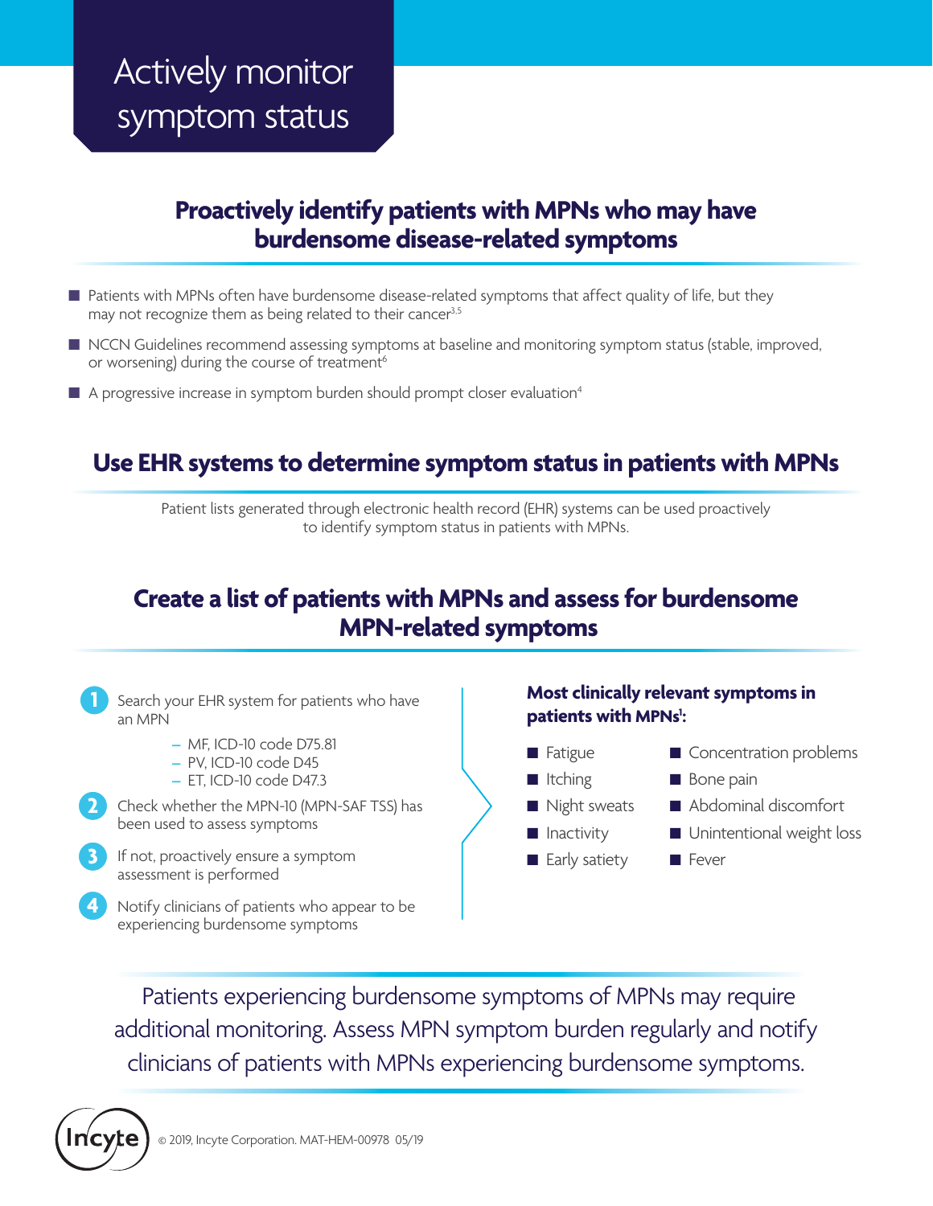# Actively monitor symptom status

## Proactively identify patients with MPNs who may have burdensome disease-related symptoms

- Patients with MPNs often have burdensome disease-related symptoms that affect quality of life, but they may not recognize them as being related to their cancer[3,5]
- NCCN Guidelines recommend assessing symptoms at baseline and monitoring symptom status (stable, improved, or worsening) during the course of treatment[6]
- A progressive increase in symptom burden should prompt closer evaluation[4]

## Use EHR systems to determine symptom status in patients with MPNs

Patient lists generated through electronic health record (EHR) systems can be used proactively to identify symptom status in patients with MPNs.

## Create a list of patients with MPNs and assess for burdensome MPN-related symptoms

1. Search your EHR system for patients who have an MPN
   - MF, ICD-10 code D75.81
   - PV, ICD-10 code D45
   - ET, ICD-10 code D47.3
2. Check whether the MPN-10 (MPN-SAF TSS) has been used to assess symptoms
3. If not, proactively ensure a symptom assessment is performed
4. Notify clinicians of patients who appear to be experiencing burdensome symptoms

**Most clinically relevant symptoms in patients with MPNs[1]:**

- Fatigue
- Itching
- Night sweats
- Inactivity
- Early satiety
- Concentration problems
- Bone pain
- Abdominal discomfort
- Unintentional weight loss
- Fever

Patients experiencing burdensome symptoms of MPNs may require additional monitoring. Assess MPN symptom burden regularly and notify clinicians of patients with MPNs experiencing burdensome symptoms.

Incyte

© 2019, Incyte Corporation. MAT-HEM-00978 05/19